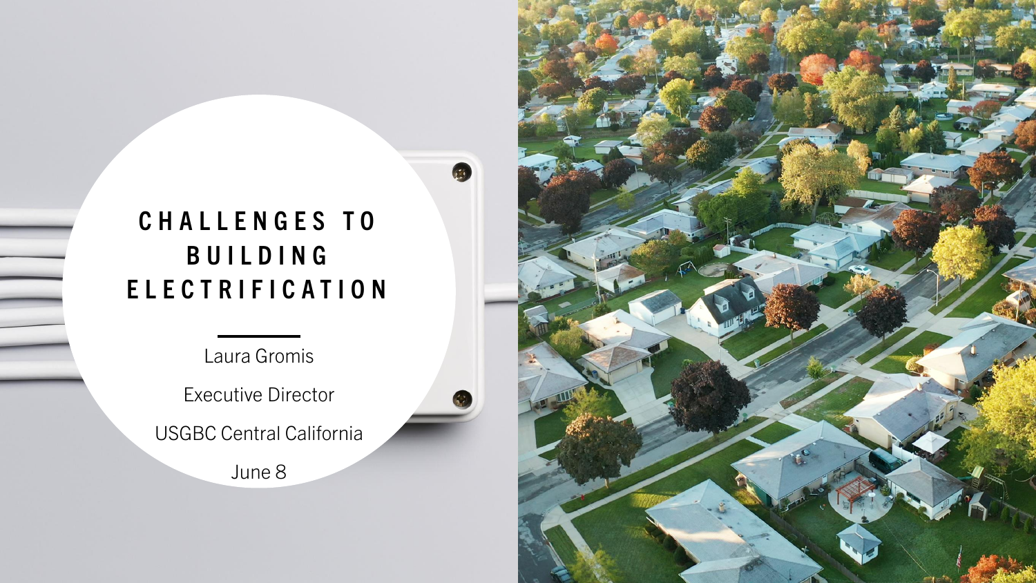# CHALLENGES TO BUILDING ELECTRIFICATION

Laura Gromis

Executive Director

USGBC Central California

June 8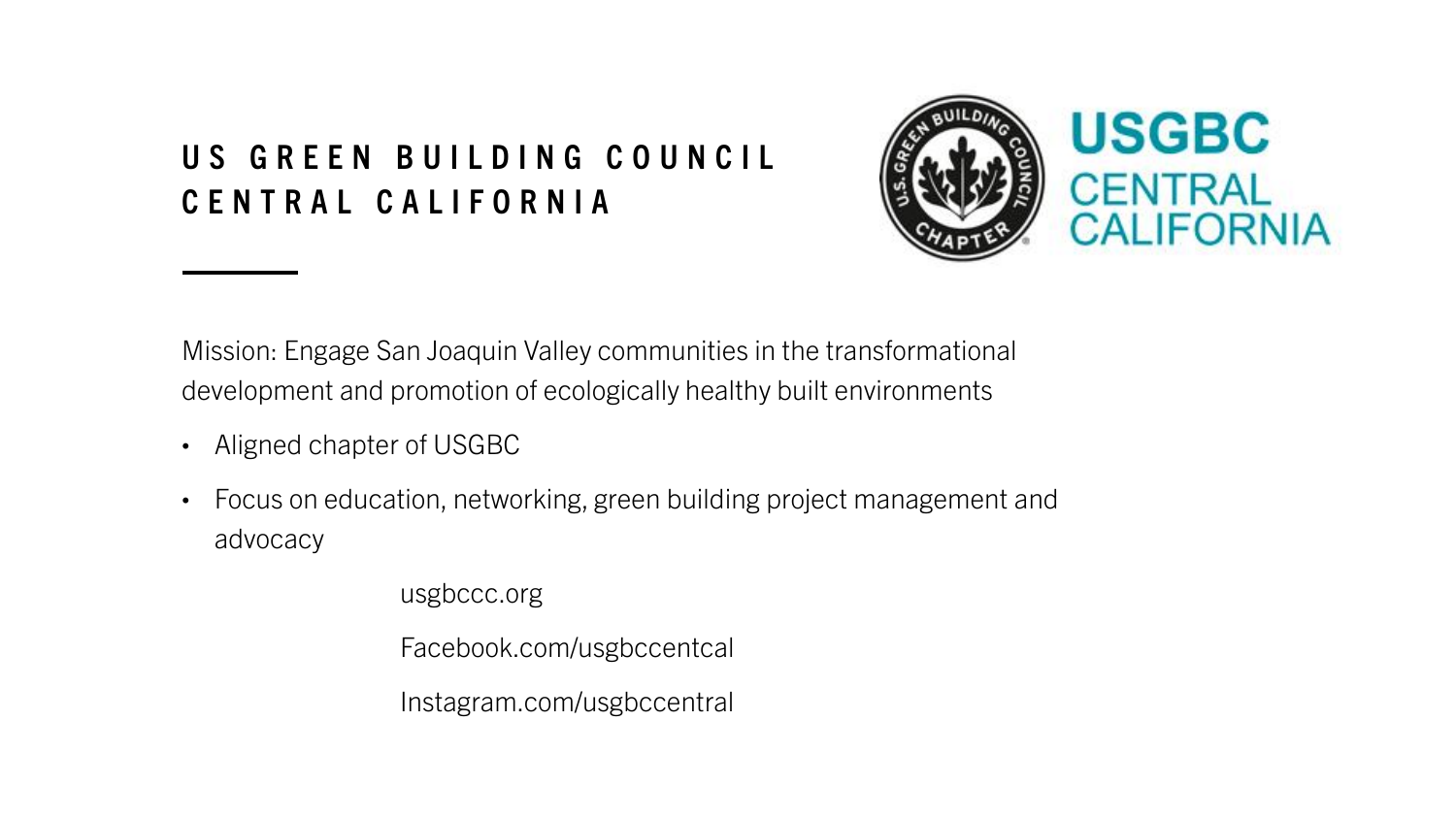# US GREEN BUILDING COUNCIL CENTRAL CALIFORNIA

Mission: Engage San Joaquin Valley communities in the transformational development and promotion of ecologically healthy built environments

- Aligned chapter of USGBC
- Focus on education, networking, green building project management and advocacy

usgbccc.org

Facebook.com/usgbccentcal

Instagram.com/usgbccentral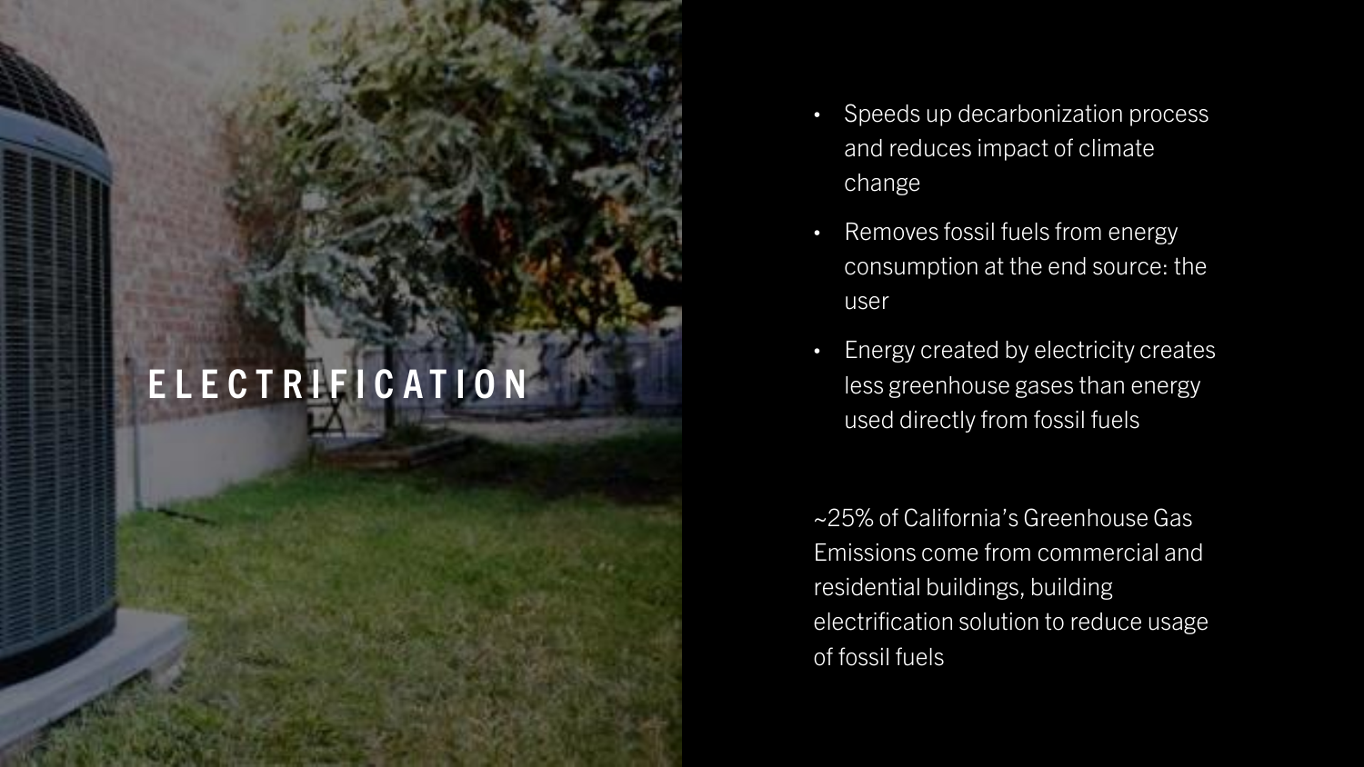# ELECTRIFICATION

- Speeds up decarbonization process and reduces impact of climate change
- Removes fossil fuels from energy consumption at the end source: the user
- Energy created by electricity creates less greenhouse gases than energy used directly from fossil fuels

~25% of California's Greenhouse Gas Emissions come from commercial and residential buildings, building electrification solution to reduce usage of fossil fuels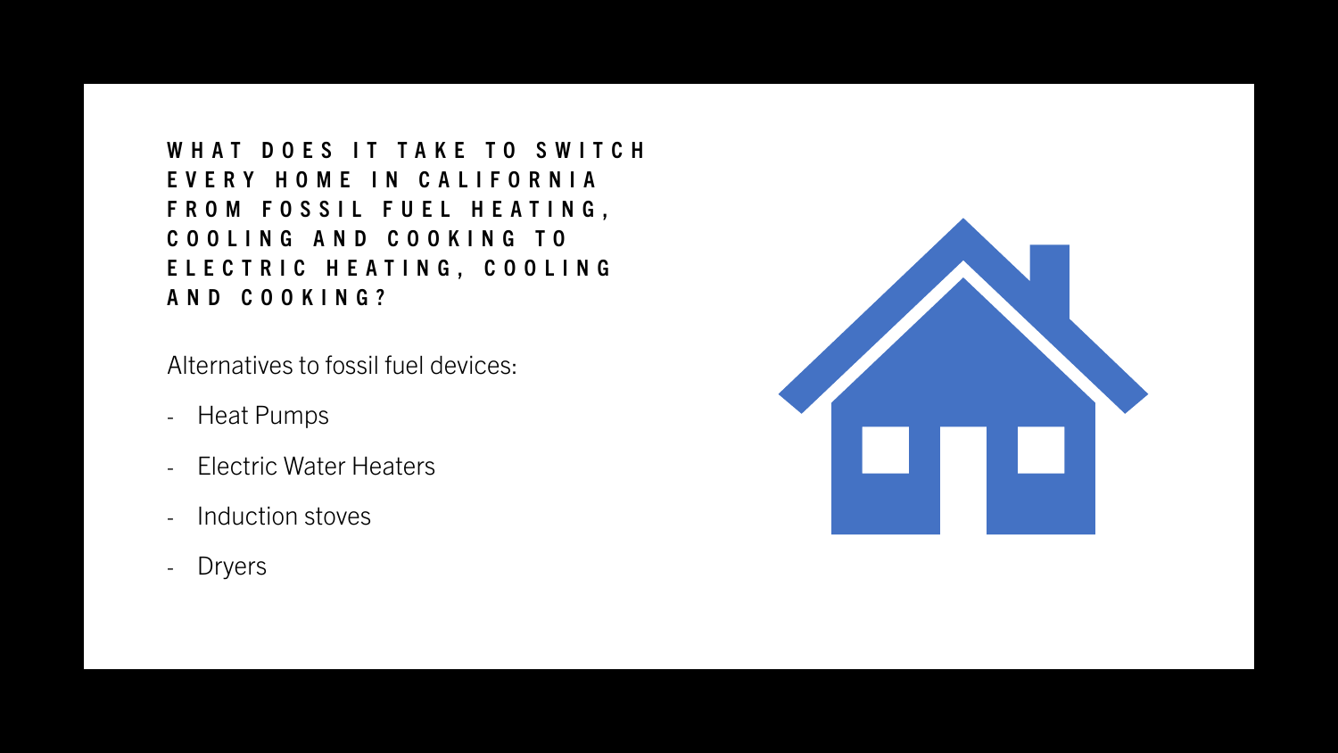# WHAT DOES IT TAKE TO SWITCH EVERY HOME IN CALIFORNIA FROM FOSSIL FUEL HEATING, COOLING AND COOKING TO ELECTRIC HEATING, COOLING AND COOKING?

Alternatives to fossil fuel devices:

- Heat Pumps
- Electric Water Heaters
- Induction stoves
- Dryers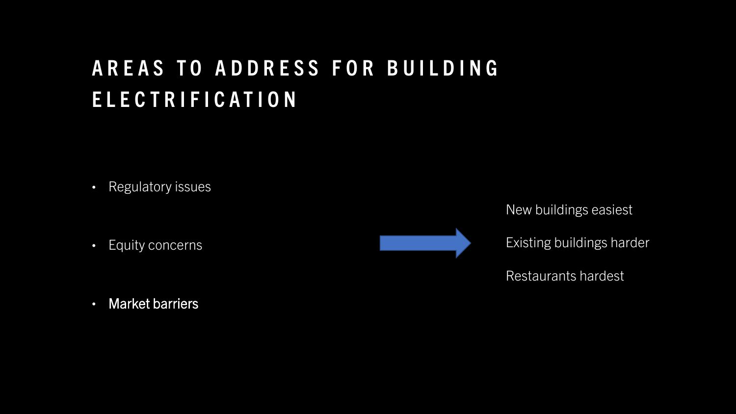# AREAS TO ADDRESS FOR BUILDING ELECTRIFICATION

- Regulatory issues
- Equity concerns
- Market barriers

New buildings easiest

Existing buildings harder

Restaurants hardest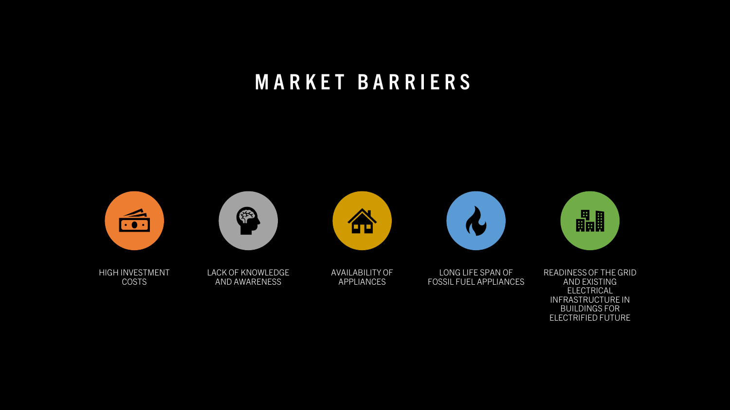# MARKET BARRIERS

- HIGH INVESTMENT COSTS
- LACK OF KNOWLEDGE AND AWARENESS
- AVAILABILITY OF APPLIANCES
- LONG LIFE SPAN OF FOSSIL FUEL APPLIANCES
- READINESS OF THE GRID AND EXISTING ELECTRICAL INFRASTRUCTURE IN BUILDINGS FOR ELECTRIFIED FUTURE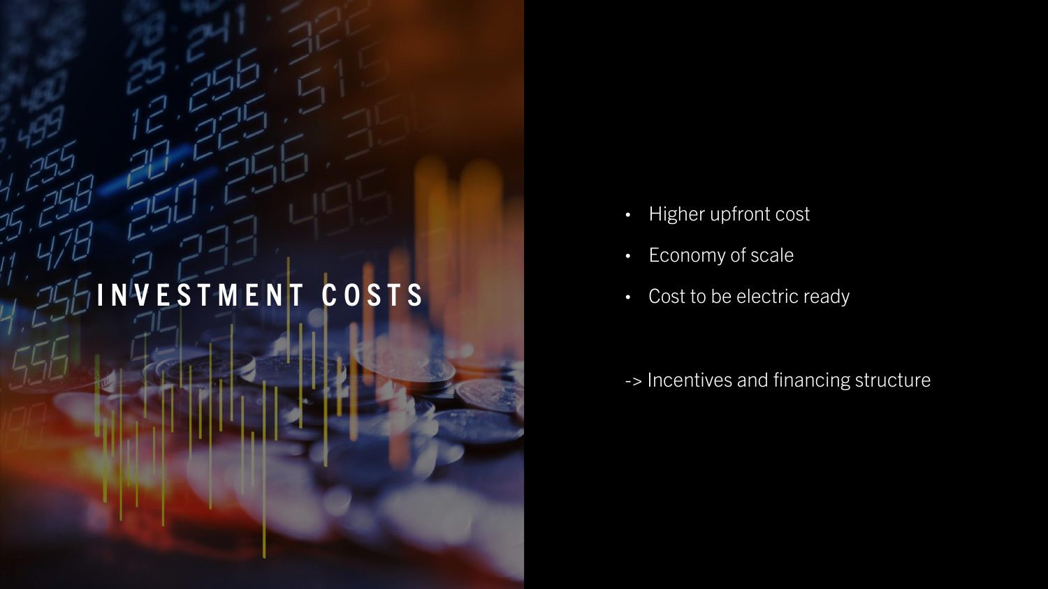# INVESTMENT COSTS

- Higher upfront cost
- Economy of scale
- Cost to be electric ready

-> Incentives and financing structure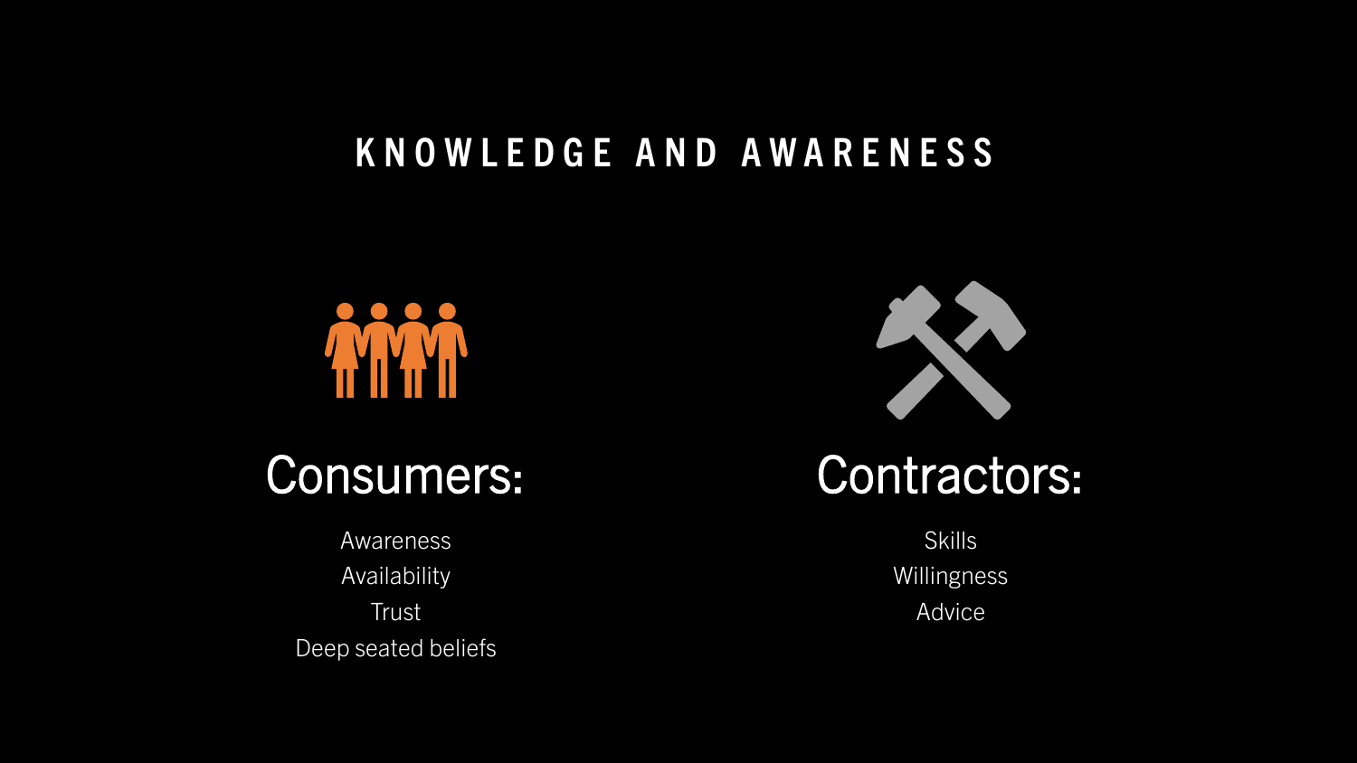# KNOWLEDGE AND AWARENESS

## Consumers:

Awareness

Availability

Trust

Deep seated beliefs

## Contractors:

Skills

Willingness

Advice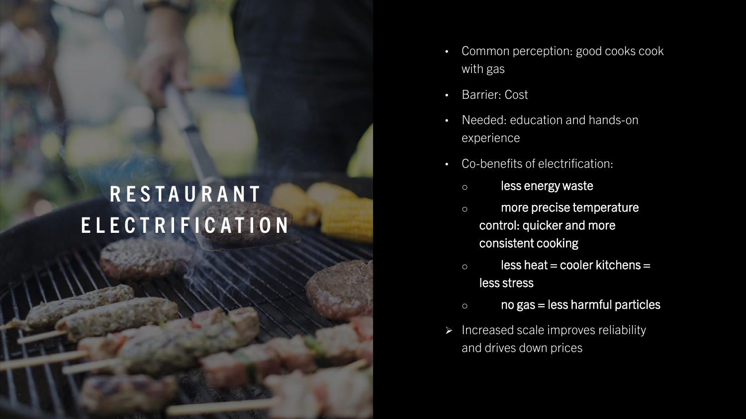# RESTAURANT ELECTRIFICATION

- Common perception: good cooks cook with gas
- Barrier: Cost
- Needed: education and hands-on experience
- Co-benefits of electrification:
  - less energy waste
  - more precise temperature control: quicker and more consistent cooking
  - less heat = cooler kitchens = less stress
  - no gas = less harmful particles
- Increased scale improves reliability and drives down prices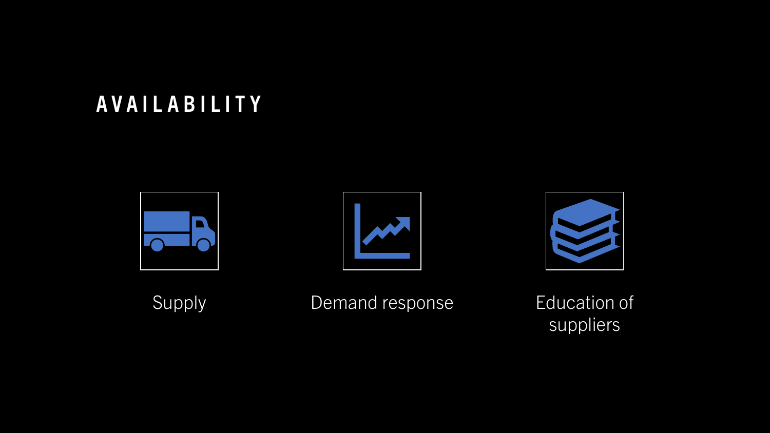# AVAILABILITY

Supply

Demand response

Education of suppliers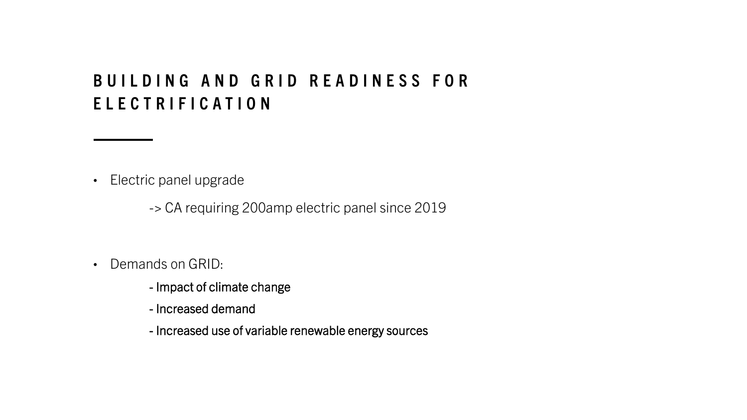## BUILDING AND GRID READINESS FOR ELECTRIFICATION

- Electric panel upgrade

  -> CA requiring 200amp electric panel since 2019

- Demands on GRID:

  - Impact of climate change
  - Increased demand
  - Increased use of variable renewable energy sources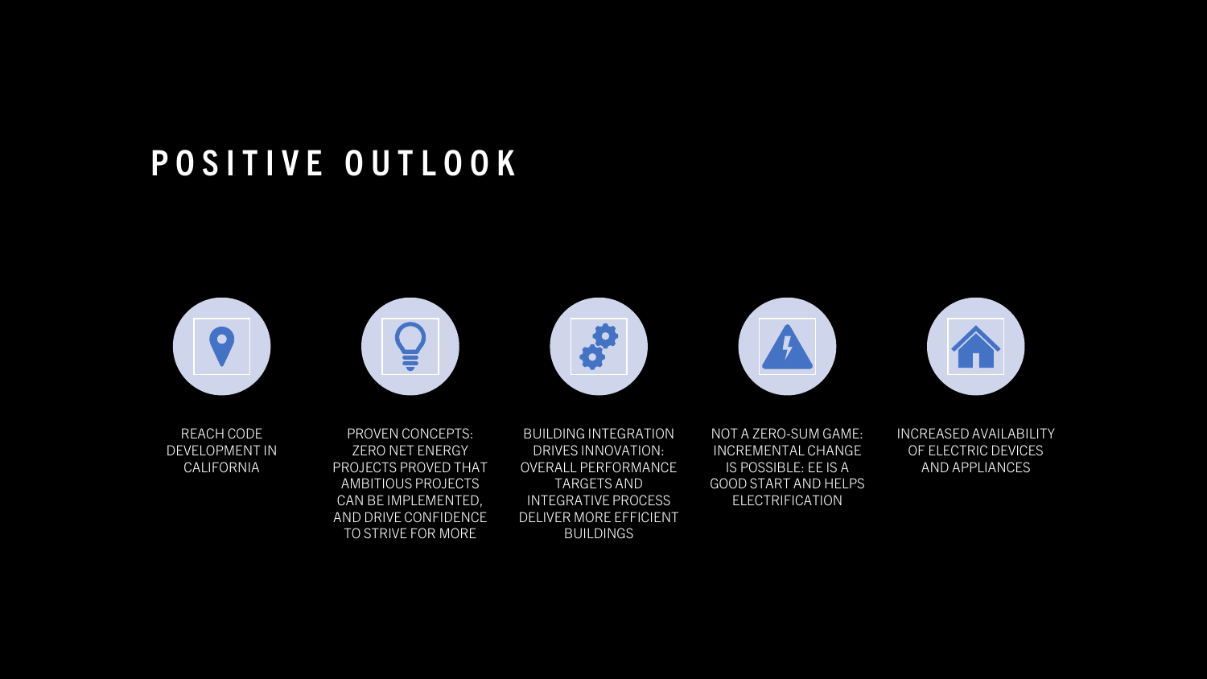# POSITIVE OUTLOOK

- REACH CODE DEVELOPMENT IN CALIFORNIA
- PROVEN CONCEPTS: ZERO NET ENERGY PROJECTS PROVED THAT AMBITIOUS PROJECTS CAN BE IMPLEMENTED, AND DRIVE CONFIDENCE TO STRIVE FOR MORE
- BUILDING INTEGRATION DRIVES INNOVATION: OVERALL PERFORMANCE TARGETS AND INTEGRATIVE PROCESS DELIVER MORE EFFICIENT BUILDINGS
- NOT A ZERO-SUM GAME: INCREMENTAL CHANGE IS POSSIBLE: EE IS A GOOD START AND HELPS ELECTRIFICATION
- INCREASED AVAILABILITY OF ELECTRIC DEVICES AND APPLIANCES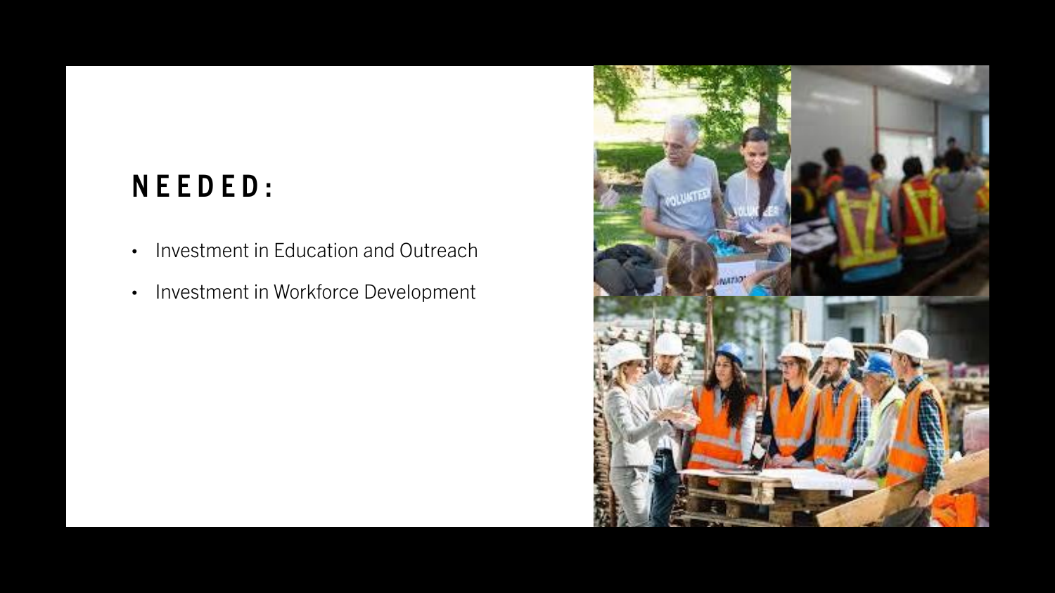## NEEDED:

- Investment in Education and Outreach
- Investment in Workforce Development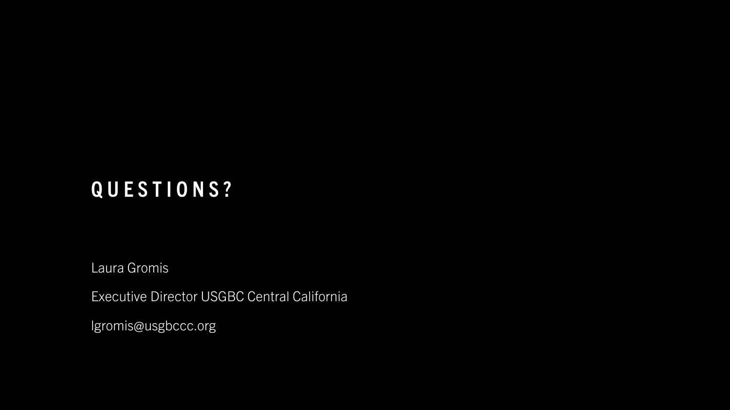# QUESTIONS?

Laura Gromis

Executive Director USGBC Central California

lgromis@usgbccc.org